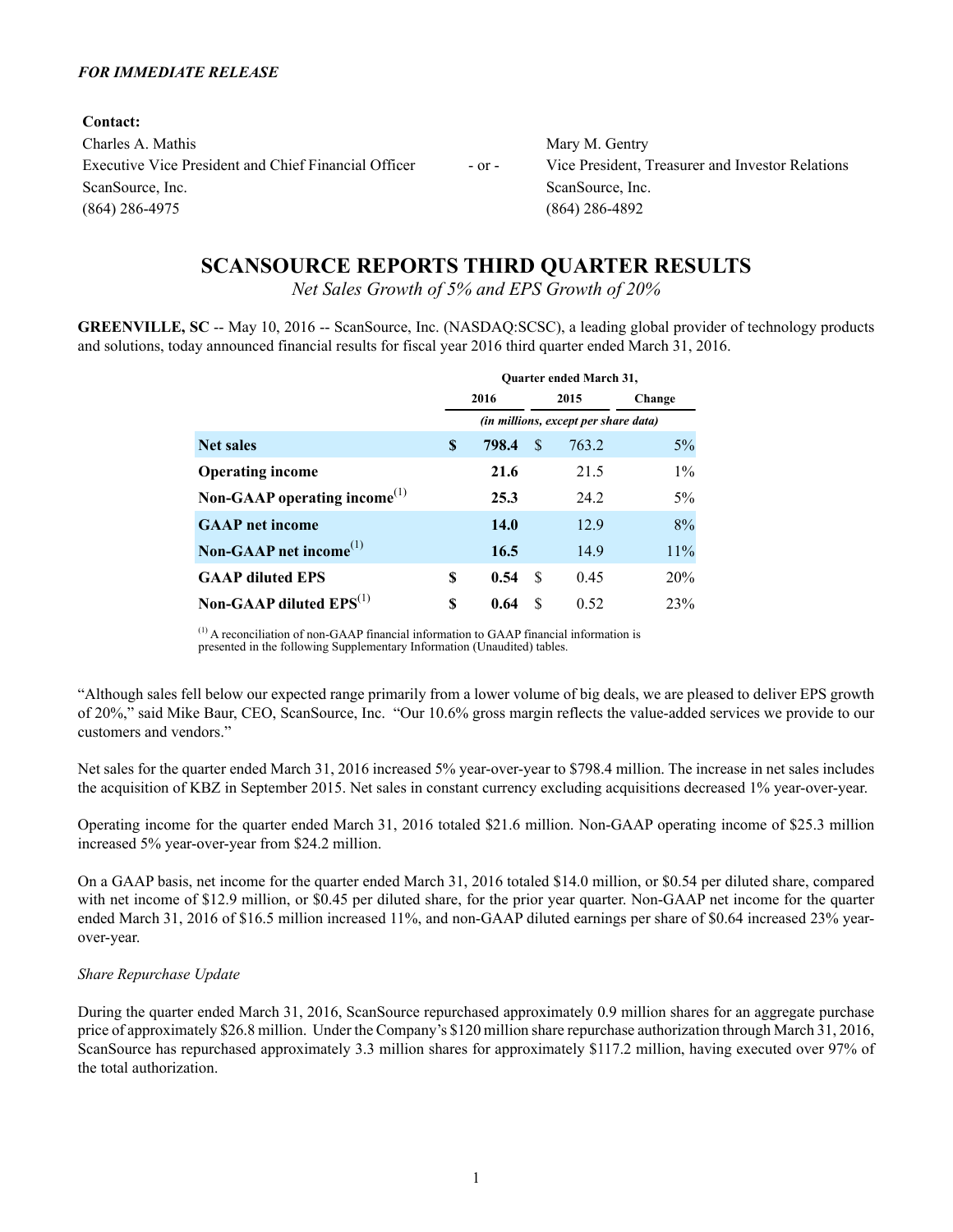***FOR IMMEDIATE RELEASE***

**Contact:**

| | | |
|---|---|---|
| Charles A. Mathis | | Mary M. Gentry |
| Executive Vice President and Chief Financial Officer | - or - | Vice President, Treasurer and Investor Relations |
| ScanSource, Inc. | | ScanSource, Inc. |
| (864) 286-4975 | | (864) 286-4892 |

# SCANSOURCE REPORTS THIRD QUARTER RESULTS

*Net Sales Growth of 5% and EPS Growth of 20%*

**GREENVILLE, SC** -- May 10, 2016 -- ScanSource, Inc. (NASDAQ:SCSC), a leading global provider of technology products and solutions, today announced financial results for fiscal year 2016 third quarter ended March 31, 2016.

| | Quarter ended March 31, | | |
|---|---|---|---|
| | **2016** | **2015** | **Change** |
| | *(in millions, except per share data)* | | |
| **Net sales** | **$ 798.4** | $ 763.2 | 5% |
| **Operating income** | **21.6** | 21.5 | 1% |
| **Non-GAAP operating income**(1) | **25.3** | 24.2 | 5% |
| **GAAP net income** | **14.0** | 12.9 | 8% |
| **Non-GAAP net income**(1) | **16.5** | 14.9 | 11% |
| **GAAP diluted EPS** | **$ 0.54** | $ 0.45 | 20% |
| **Non-GAAP diluted EPS**(1) | **$ 0.64** | $ 0.52 | 23% |

(1) A reconciliation of non-GAAP financial information to GAAP financial information is presented in the following Supplementary Information (Unaudited) tables.

"Although sales fell below our expected range primarily from a lower volume of big deals, we are pleased to deliver EPS growth of 20%," said Mike Baur, CEO, ScanSource, Inc. "Our 10.6% gross margin reflects the value-added services we provide to our customers and vendors."

Net sales for the quarter ended March 31, 2016 increased 5% year-over-year to $798.4 million. The increase in net sales includes the acquisition of KBZ in September 2015. Net sales in constant currency excluding acquisitions decreased 1% year-over-year.

Operating income for the quarter ended March 31, 2016 totaled $21.6 million. Non-GAAP operating income of $25.3 million increased 5% year-over-year from $24.2 million.

On a GAAP basis, net income for the quarter ended March 31, 2016 totaled $14.0 million, or $0.54 per diluted share, compared with net income of $12.9 million, or $0.45 per diluted share, for the prior year quarter. Non-GAAP net income for the quarter ended March 31, 2016 of $16.5 million increased 11%, and non-GAAP diluted earnings per share of $0.64 increased 23% year-over-year.

*Share Repurchase Update*

During the quarter ended March 31, 2016, ScanSource repurchased approximately 0.9 million shares for an aggregate purchase price of approximately $26.8 million. Under the Company's $120 million share repurchase authorization through March 31, 2016, ScanSource has repurchased approximately 3.3 million shares for approximately $117.2 million, having executed over 97% of the total authorization.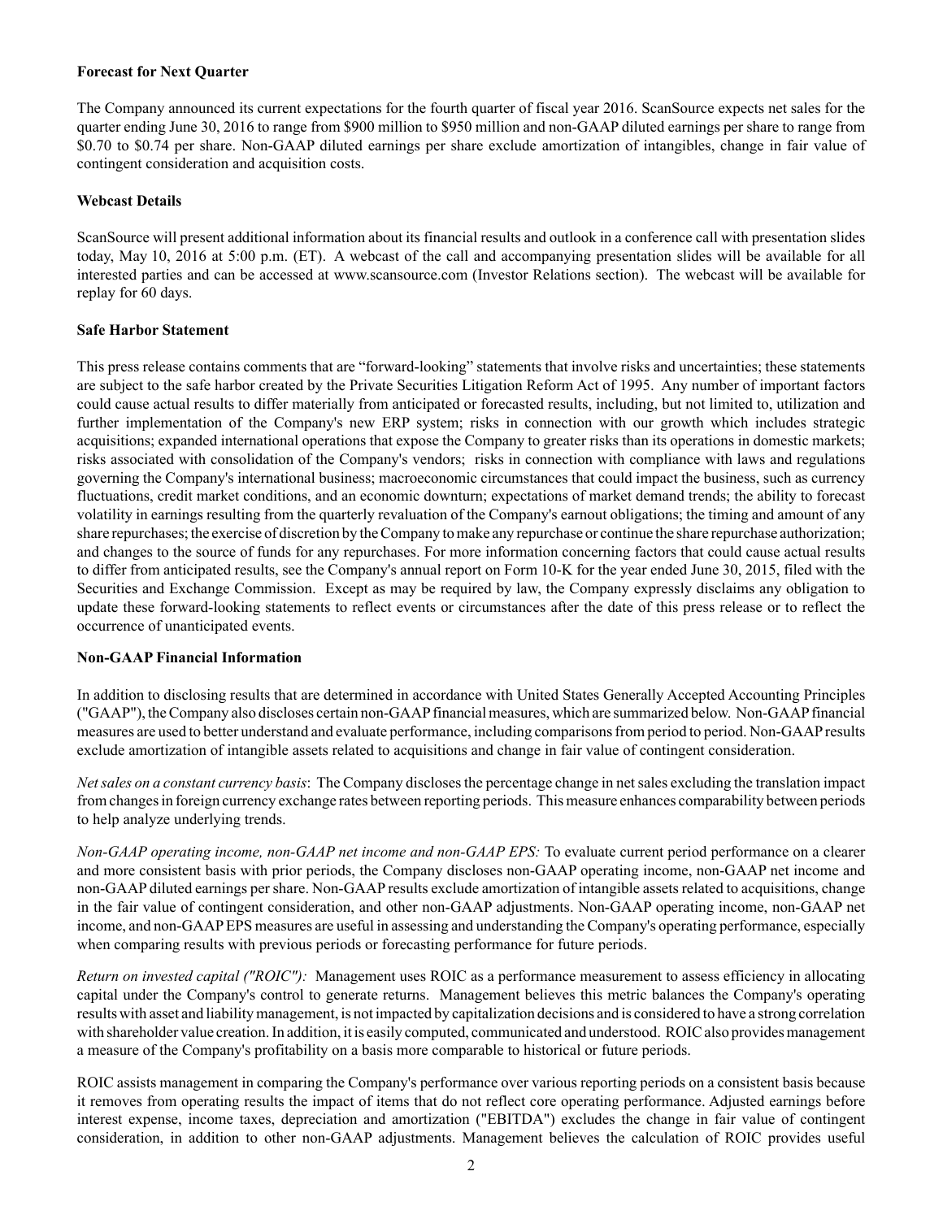**Forecast for Next Quarter**

The Company announced its current expectations for the fourth quarter of fiscal year 2016. ScanSource expects net sales for the quarter ending June 30, 2016 to range from $900 million to $950 million and non-GAAP diluted earnings per share to range from $0.70 to $0.74 per share. Non-GAAP diluted earnings per share exclude amortization of intangibles, change in fair value of contingent consideration and acquisition costs.

**Webcast Details**

ScanSource will present additional information about its financial results and outlook in a conference call with presentation slides today, May 10, 2016 at 5:00 p.m. (ET). A webcast of the call and accompanying presentation slides will be available for all interested parties and can be accessed at www.scansource.com (Investor Relations section). The webcast will be available for replay for 60 days.

**Safe Harbor Statement**

This press release contains comments that are "forward-looking" statements that involve risks and uncertainties; these statements are subject to the safe harbor created by the Private Securities Litigation Reform Act of 1995. Any number of important factors could cause actual results to differ materially from anticipated or forecasted results, including, but not limited to, utilization and further implementation of the Company's new ERP system; risks in connection with our growth which includes strategic acquisitions; expanded international operations that expose the Company to greater risks than its operations in domestic markets; risks associated with consolidation of the Company's vendors; risks in connection with compliance with laws and regulations governing the Company's international business; macroeconomic circumstances that could impact the business, such as currency fluctuations, credit market conditions, and an economic downturn; expectations of market demand trends; the ability to forecast volatility in earnings resulting from the quarterly revaluation of the Company's earnout obligations; the timing and amount of any share repurchases; the exercise of discretion by the Company to make any repurchase or continue the share repurchase authorization; and changes to the source of funds for any repurchases. For more information concerning factors that could cause actual results to differ from anticipated results, see the Company's annual report on Form 10-K for the year ended June 30, 2015, filed with the Securities and Exchange Commission. Except as may be required by law, the Company expressly disclaims any obligation to update these forward-looking statements to reflect events or circumstances after the date of this press release or to reflect the occurrence of unanticipated events.

**Non-GAAP Financial Information**

In addition to disclosing results that are determined in accordance with United States Generally Accepted Accounting Principles ("GAAP"), the Company also discloses certain non-GAAP financial measures, which are summarized below. Non-GAAP financial measures are used to better understand and evaluate performance, including comparisons from period to period. Non-GAAP results exclude amortization of intangible assets related to acquisitions and change in fair value of contingent consideration.

*Net sales on a constant currency basis*: The Company discloses the percentage change in net sales excluding the translation impact from changes in foreign currency exchange rates between reporting periods. This measure enhances comparability between periods to help analyze underlying trends.

*Non-GAAP operating income, non-GAAP net income and non-GAAP EPS:* To evaluate current period performance on a clearer and more consistent basis with prior periods, the Company discloses non-GAAP operating income, non-GAAP net income and non-GAAP diluted earnings per share. Non-GAAP results exclude amortization of intangible assets related to acquisitions, change in the fair value of contingent consideration, and other non-GAAP adjustments. Non-GAAP operating income, non-GAAP net income, and non-GAAP EPS measures are useful in assessing and understanding the Company's operating performance, especially when comparing results with previous periods or forecasting performance for future periods.

*Return on invested capital ("ROIC"):* Management uses ROIC as a performance measurement to assess efficiency in allocating capital under the Company's control to generate returns. Management believes this metric balances the Company's operating results with asset and liability management, is not impacted by capitalization decisions and is considered to have a strong correlation with shareholder value creation. In addition, it is easily computed, communicated and understood. ROIC also provides management a measure of the Company's profitability on a basis more comparable to historical or future periods.

ROIC assists management in comparing the Company's performance over various reporting periods on a consistent basis because it removes from operating results the impact of items that do not reflect core operating performance. Adjusted earnings before interest expense, income taxes, depreciation and amortization ("EBITDA") excludes the change in fair value of contingent consideration, in addition to other non-GAAP adjustments. Management believes the calculation of ROIC provides useful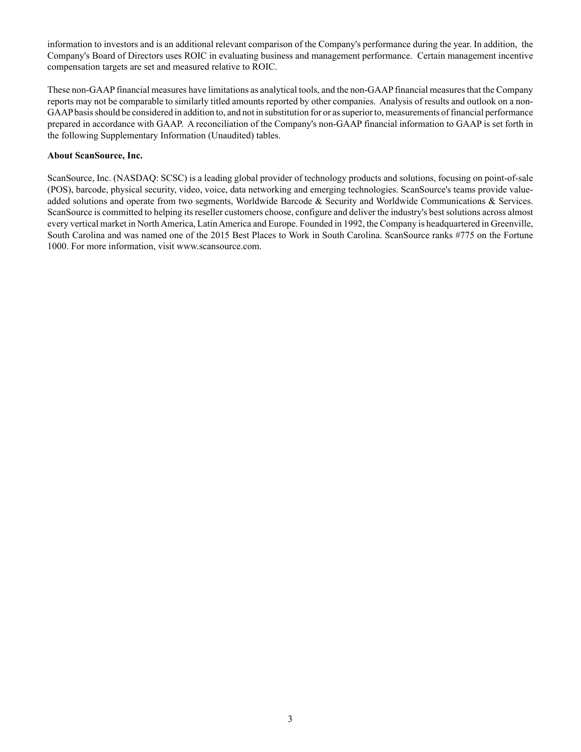information to investors and is an additional relevant comparison of the Company's performance during the year. In addition, the Company's Board of Directors uses ROIC in evaluating business and management performance. Certain management incentive compensation targets are set and measured relative to ROIC.

These non-GAAP financial measures have limitations as analytical tools, and the non-GAAP financial measures that the Company reports may not be comparable to similarly titled amounts reported by other companies. Analysis of results and outlook on a non-GAAP basis should be considered in addition to, and not in substitution for or as superior to, measurements of financial performance prepared in accordance with GAAP. A reconciliation of the Company's non-GAAP financial information to GAAP is set forth in the following Supplementary Information (Unaudited) tables.

**About ScanSource, Inc.**

ScanSource, Inc. (NASDAQ: SCSC) is a leading global provider of technology products and solutions, focusing on point-of-sale (POS), barcode, physical security, video, voice, data networking and emerging technologies. ScanSource's teams provide value-added solutions and operate from two segments, Worldwide Barcode & Security and Worldwide Communications & Services. ScanSource is committed to helping its reseller customers choose, configure and deliver the industry's best solutions across almost every vertical market in North America, Latin America and Europe. Founded in 1992, the Company is headquartered in Greenville, South Carolina and was named one of the 2015 Best Places to Work in South Carolina. ScanSource ranks #775 on the Fortune 1000. For more information, visit www.scansource.com.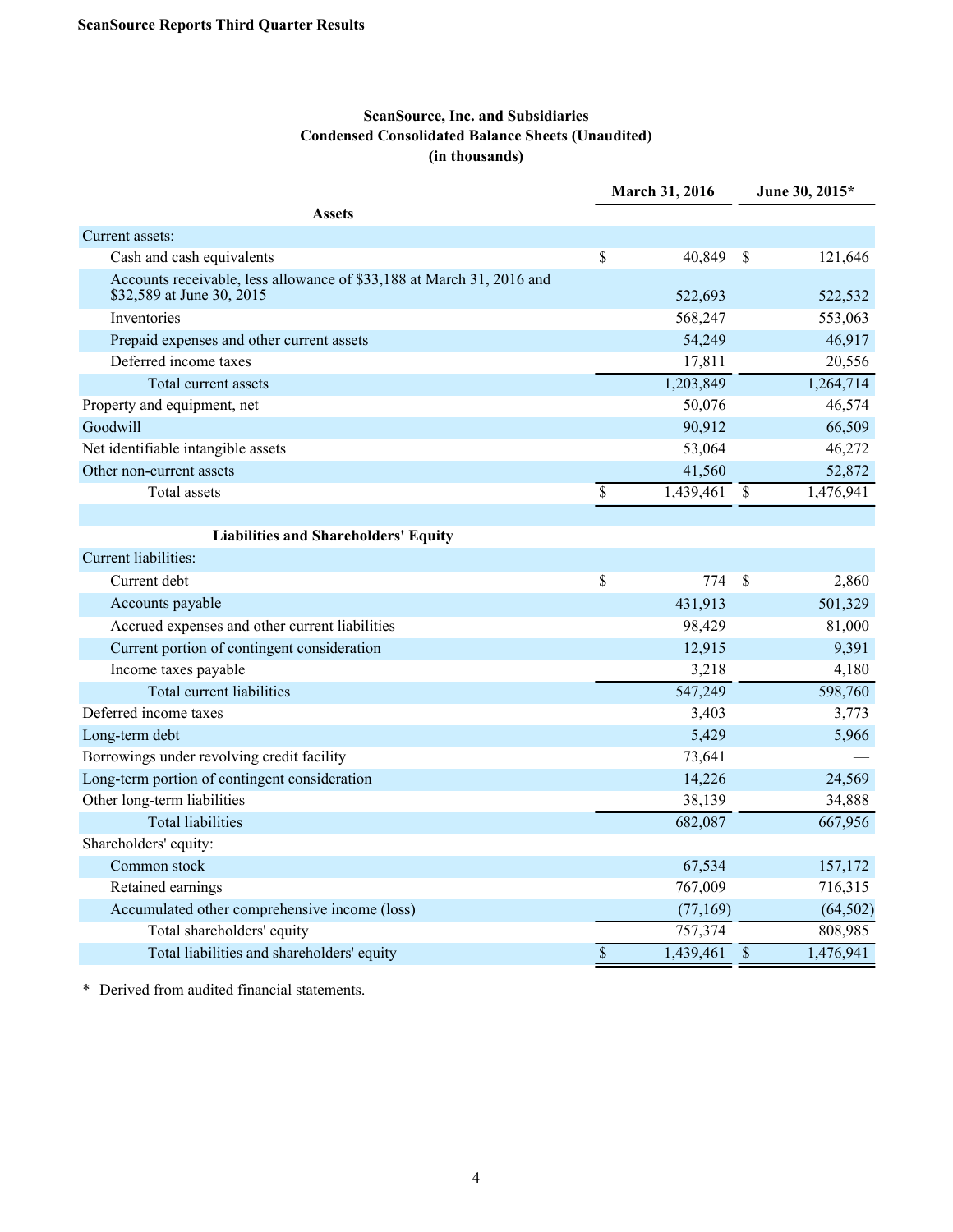**ScanSource Reports Third Quarter Results**

**ScanSource, Inc. and Subsidiaries**
**Condensed Consolidated Balance Sheets (Unaudited)**
**(in thousands)**

| | March 31, 2016 | June 30, 2015* |
|---|---|---|
| **Assets** | | |
| Current assets: | | |
| Cash and cash equivalents | $ 40,849 | $ 121,646 |
| Accounts receivable, less allowance of $33,188 at March 31, 2016 and $32,589 at June 30, 2015 | 522,693 | 522,532 |
| Inventories | 568,247 | 553,063 |
| Prepaid expenses and other current assets | 54,249 | 46,917 |
| Deferred income taxes | 17,811 | 20,556 |
| Total current assets | 1,203,849 | 1,264,714 |
| Property and equipment, net | 50,076 | 46,574 |
| Goodwill | 90,912 | 66,509 |
| Net identifiable intangible assets | 53,064 | 46,272 |
| Other non-current assets | 41,560 | 52,872 |
| Total assets | $ 1,439,461 | $ 1,476,941 |
| | | |
| **Liabilities and Shareholders' Equity** | | |
| Current liabilities: | | |
| Current debt | $ 774 | $ 2,860 |
| Accounts payable | 431,913 | 501,329 |
| Accrued expenses and other current liabilities | 98,429 | 81,000 |
| Current portion of contingent consideration | 12,915 | 9,391 |
| Income taxes payable | 3,218 | 4,180 |
| Total current liabilities | 547,249 | 598,760 |
| Deferred income taxes | 3,403 | 3,773 |
| Long-term debt | 5,429 | 5,966 |
| Borrowings under revolving credit facility | 73,641 | — |
| Long-term portion of contingent consideration | 14,226 | 24,569 |
| Other long-term liabilities | 38,139 | 34,888 |
| Total liabilities | 682,087 | 667,956 |
| Shareholders' equity: | | |
| Common stock | 67,534 | 157,172 |
| Retained earnings | 767,009 | 716,315 |
| Accumulated other comprehensive income (loss) | (77,169) | (64,502) |
| Total shareholders' equity | 757,374 | 808,985 |
| Total liabilities and shareholders' equity | $ 1,439,461 | $ 1,476,941 |

\* Derived from audited financial statements.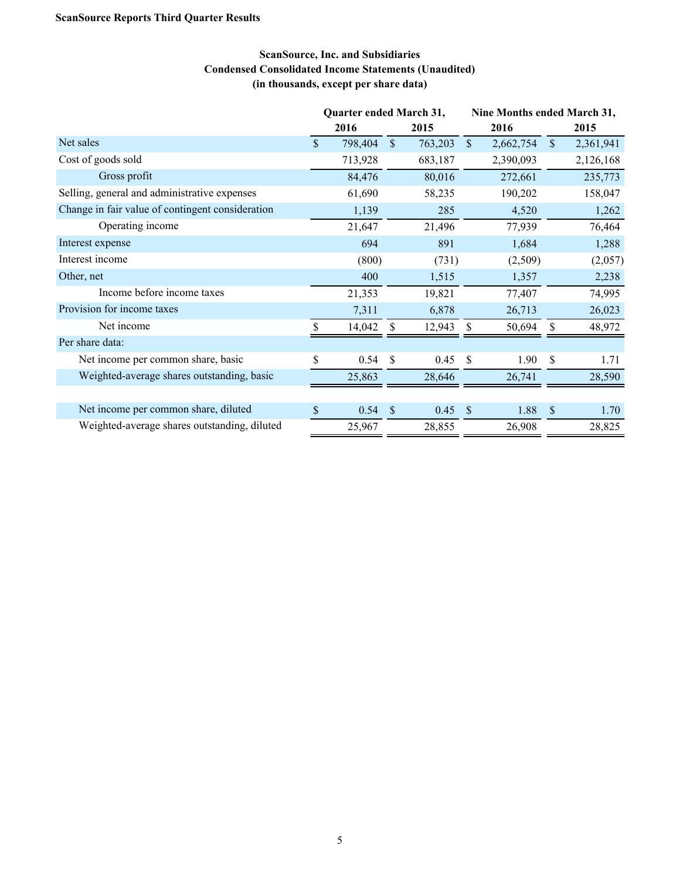**ScanSource Reports Third Quarter Results**

**ScanSource, Inc. and Subsidiaries**
**Condensed Consolidated Income Statements (Unaudited)**
**(in thousands, except per share data)**

| | Quarter ended March 31, | | Nine Months ended March 31, | |
|---|---|---|---|---|
| | 2016 | 2015 | 2016 | 2015 |
| Net sales | $ 798,404 | $ 763,203 | $ 2,662,754 | $ 2,361,941 |
| Cost of goods sold | 713,928 | 683,187 | 2,390,093 | 2,126,168 |
| Gross profit | 84,476 | 80,016 | 272,661 | 235,773 |
| Selling, general and administrative expenses | 61,690 | 58,235 | 190,202 | 158,047 |
| Change in fair value of contingent consideration | 1,139 | 285 | 4,520 | 1,262 |
| Operating income | 21,647 | 21,496 | 77,939 | 76,464 |
| Interest expense | 694 | 891 | 1,684 | 1,288 |
| Interest income | (800) | (731) | (2,509) | (2,057) |
| Other, net | 400 | 1,515 | 1,357 | 2,238 |
| Income before income taxes | 21,353 | 19,821 | 77,407 | 74,995 |
| Provision for income taxes | 7,311 | 6,878 | 26,713 | 26,023 |
| Net income | $ 14,042 | $ 12,943 | $ 50,694 | $ 48,972 |
| Per share data: | | | | |
| Net income per common share, basic | $ 0.54 | $ 0.45 | $ 1.90 | $ 1.71 |
| Weighted-average shares outstanding, basic | 25,863 | 28,646 | 26,741 | 28,590 |
| | | | | |
| Net income per common share, diluted | $ 0.54 | $ 0.45 | $ 1.88 | $ 1.70 |
| Weighted-average shares outstanding, diluted | 25,967 | 28,855 | 26,908 | 28,825 |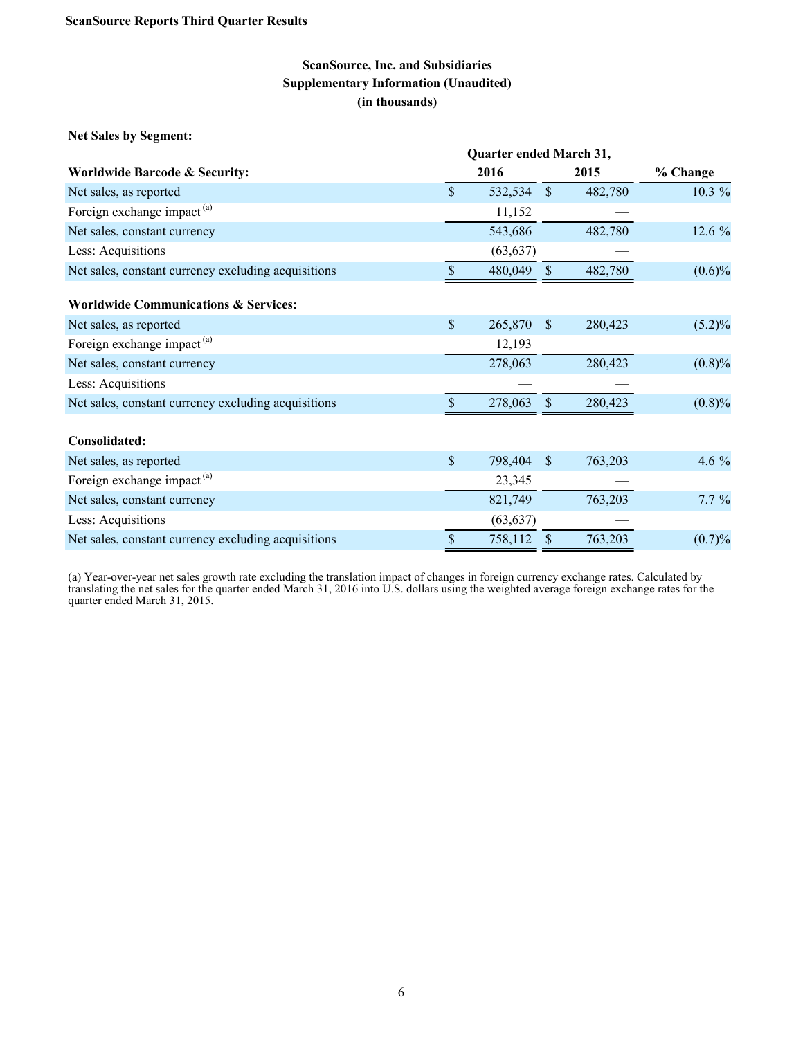ScanSource Reports Third Quarter Results

## ScanSource, Inc. and Subsidiaries
## Supplementary Information (Unaudited)
## (in thousands)

**Net Sales by Segment:**

| | Quarter ended March 31, | | |
|---|---|---|---|
| **Worldwide Barcode & Security:** | **2016** | **2015** | **% Change** |
| Net sales, as reported | $ 532,534 | $ 482,780 | 10.3 % |
| Foreign exchange impact [(a)] | 11,152 | — | |
| Net sales, constant currency | 543,686 | 482,780 | 12.6 % |
| Less: Acquisitions | (63,637) | — | |
| Net sales, constant currency excluding acquisitions | $ 480,049 | $ 482,780 | (0.6)% |
| | | | |
| **Worldwide Communications & Services:** | | | |
| Net sales, as reported | $ 265,870 | $ 280,423 | (5.2)% |
| Foreign exchange impact [(a)] | 12,193 | — | |
| Net sales, constant currency | 278,063 | 280,423 | (0.8)% |
| Less: Acquisitions | — | — | |
| Net sales, constant currency excluding acquisitions | $ 278,063 | $ 280,423 | (0.8)% |
| | | | |
| **Consolidated:** | | | |
| Net sales, as reported | $ 798,404 | $ 763,203 | 4.6 % |
| Foreign exchange impact [(a)] | 23,345 | — | |
| Net sales, constant currency | 821,749 | 763,203 | 7.7 % |
| Less: Acquisitions | (63,637) | — | |
| Net sales, constant currency excluding acquisitions | $ 758,112 | $ 763,203 | (0.7)% |

(a) Year-over-year net sales growth rate excluding the translation impact of changes in foreign currency exchange rates. Calculated by translating the net sales for the quarter ended March 31, 2016 into U.S. dollars using the weighted average foreign exchange rates for the quarter ended March 31, 2015.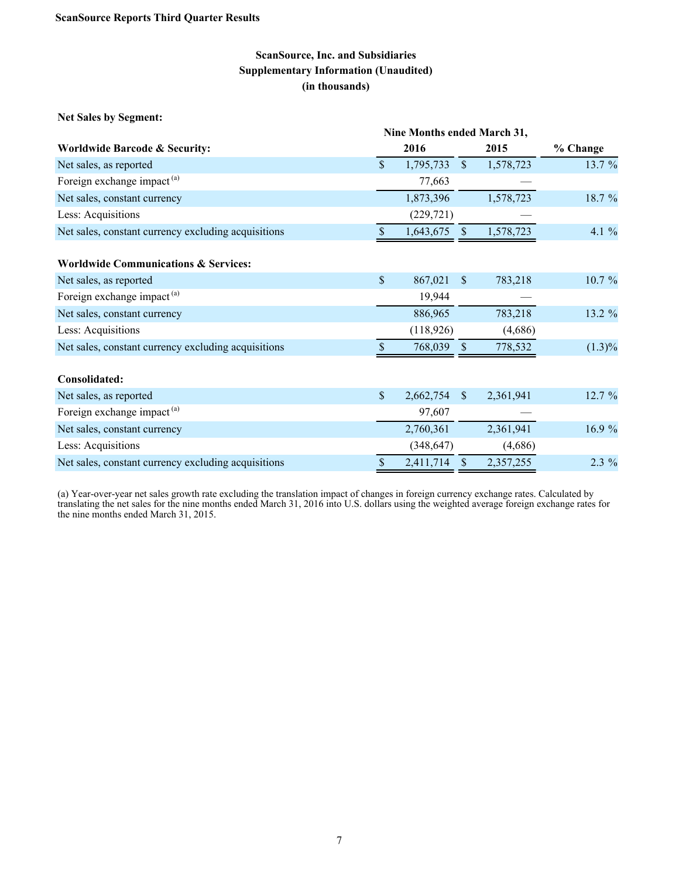**ScanSource Reports Third Quarter Results**

## ScanSource, Inc. and Subsidiaries
## Supplementary Information (Unaudited)
## (in thousands)

**Net Sales by Segment:**

| | Nine Months ended March 31, | | |
|---|---|---|---|
| **Worldwide Barcode & Security:** | **2016** | **2015** | **% Change** |
| Net sales, as reported | $ 1,795,733 | $ 1,578,723 | 13.7 % |
| Foreign exchange impact [(a)] | 77,663 | — | |
| Net sales, constant currency | 1,873,396 | 1,578,723 | 18.7 % |
| Less: Acquisitions | (229,721) | — | |
| Net sales, constant currency excluding acquisitions | $ 1,643,675 | $ 1,578,723 | 4.1 % |
| | | | |
| **Worldwide Communications & Services:** | | | |
| Net sales, as reported | $ 867,021 | $ 783,218 | 10.7 % |
| Foreign exchange impact [(a)] | 19,944 | — | |
| Net sales, constant currency | 886,965 | 783,218 | 13.2 % |
| Less: Acquisitions | (118,926) | (4,686) | |
| Net sales, constant currency excluding acquisitions | $ 768,039 | $ 778,532 | (1.3)% |
| | | | |
| **Consolidated:** | | | |
| Net sales, as reported | $ 2,662,754 | $ 2,361,941 | 12.7 % |
| Foreign exchange impact [(a)] | 97,607 | — | |
| Net sales, constant currency | 2,760,361 | 2,361,941 | 16.9 % |
| Less: Acquisitions | (348,647) | (4,686) | |
| Net sales, constant currency excluding acquisitions | $ 2,411,714 | $ 2,357,255 | 2.3 % |

(a) Year-over-year net sales growth rate excluding the translation impact of changes in foreign currency exchange rates. Calculated by translating the net sales for the nine months ended March 31, 2016 into U.S. dollars using the weighted average foreign exchange rates for the nine months ended March 31, 2015.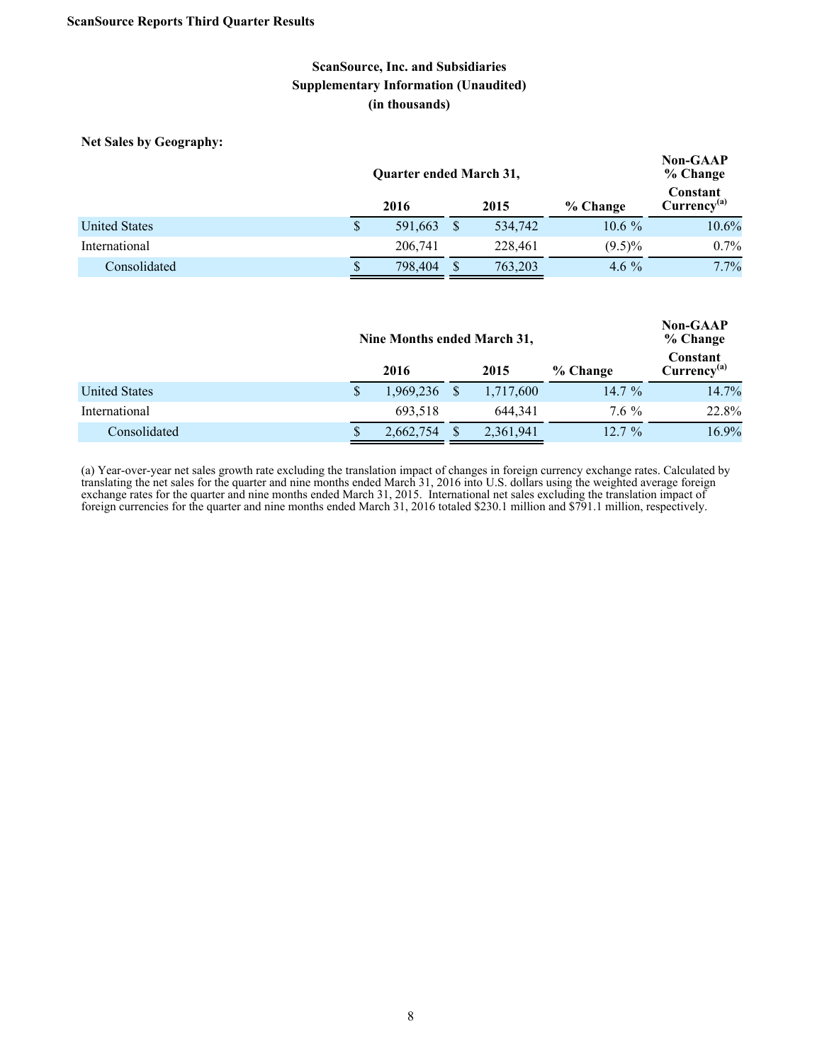**ScanSource Reports Third Quarter Results**

**ScanSource, Inc. and Subsidiaries**
**Supplementary Information (Unaudited)**
**(in thousands)**

**Net Sales by Geography:**

| | Quarter ended March 31, | | | Non-GAAP % Change |
|---|---|---|---|---|
| | 2016 | 2015 | % Change | Constant Currency[(a)] |
| United States | $ 591,663 | $ 534,742 | 10.6 % | 10.6% |
| International | 206,741 | 228,461 | (9.5)% | 0.7% |
| Consolidated | $ 798,404 | $ 763,203 | 4.6 % | 7.7% |

| | Nine Months ended March 31, | | | Non-GAAP % Change |
|---|---|---|---|---|
| | 2016 | 2015 | % Change | Constant Currency[(a)] |
| United States | $ 1,969,236 | $ 1,717,600 | 14.7 % | 14.7% |
| International | 693,518 | 644,341 | 7.6 % | 22.8% |
| Consolidated | $ 2,662,754 | $ 2,361,941 | 12.7 % | 16.9% |

(a) Year-over-year net sales growth rate excluding the translation impact of changes in foreign currency exchange rates. Calculated by translating the net sales for the quarter and nine months ended March 31, 2016 into U.S. dollars using the weighted average foreign exchange rates for the quarter and nine months ended March 31, 2015. International net sales excluding the translation impact of foreign currencies for the quarter and nine months ended March 31, 2016 totaled $230.1 million and $791.1 million, respectively.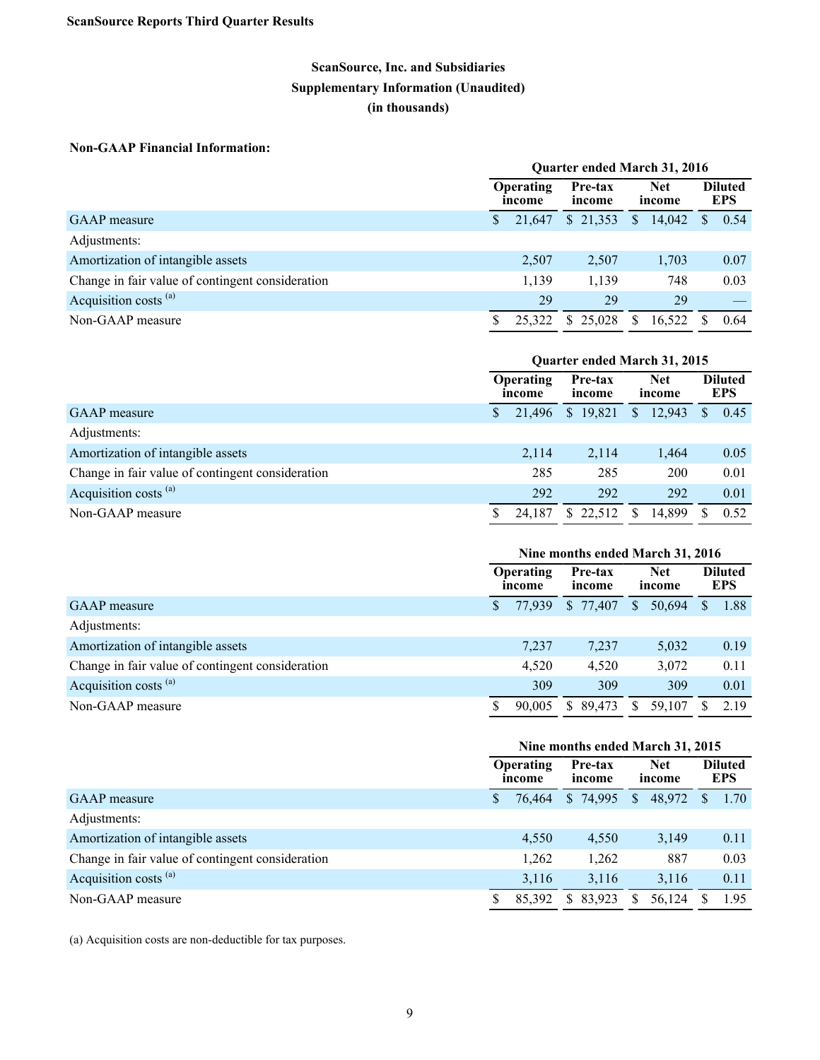**ScanSource Reports Third Quarter Results**

## ScanSource, Inc. and Subsidiaries
## Supplementary Information (Unaudited)
## (in thousands)

**Non-GAAP Financial Information:**

| | Quarter ended March 31, 2016 | | | |
|---|---|---|---|---|
| | Operating income | Pre-tax income | Net income | Diluted EPS |
| GAAP measure | $ 21,647 | $ 21,353 | $ 14,042 | $ 0.54 |
| Adjustments: | | | | |
| Amortization of intangible assets | 2,507 | 2,507 | 1,703 | 0.07 |
| Change in fair value of contingent consideration | 1,139 | 1,139 | 748 | 0.03 |
| Acquisition costs [(a)] | 29 | 29 | 29 | — |
| Non-GAAP measure | $ 25,322 | $ 25,028 | $ 16,522 | $ 0.64 |

| | Quarter ended March 31, 2015 | | | |
|---|---|---|---|---|
| | Operating income | Pre-tax income | Net income | Diluted EPS |
| GAAP measure | $ 21,496 | $ 19,821 | $ 12,943 | $ 0.45 |
| Adjustments: | | | | |
| Amortization of intangible assets | 2,114 | 2,114 | 1,464 | 0.05 |
| Change in fair value of contingent consideration | 285 | 285 | 200 | 0.01 |
| Acquisition costs [(a)] | 292 | 292 | 292 | 0.01 |
| Non-GAAP measure | $ 24,187 | $ 22,512 | $ 14,899 | $ 0.52 |

| | Nine months ended March 31, 2016 | | | |
|---|---|---|---|---|
| | Operating income | Pre-tax income | Net income | Diluted EPS |
| GAAP measure | $ 77,939 | $ 77,407 | $ 50,694 | $ 1.88 |
| Adjustments: | | | | |
| Amortization of intangible assets | 7,237 | 7,237 | 5,032 | 0.19 |
| Change in fair value of contingent consideration | 4,520 | 4,520 | 3,072 | 0.11 |
| Acquisition costs [(a)] | 309 | 309 | 309 | 0.01 |
| Non-GAAP measure | $ 90,005 | $ 89,473 | $ 59,107 | $ 2.19 |

| | Nine months ended March 31, 2015 | | | |
|---|---|---|---|---|
| | Operating income | Pre-tax income | Net income | Diluted EPS |
| GAAP measure | $ 76,464 | $ 74,995 | $ 48,972 | $ 1.70 |
| Adjustments: | | | | |
| Amortization of intangible assets | 4,550 | 4,550 | 3,149 | 0.11 |
| Change in fair value of contingent consideration | 1,262 | 1,262 | 887 | 0.03 |
| Acquisition costs [(a)] | 3,116 | 3,116 | 3,116 | 0.11 |
| Non-GAAP measure | $ 85,392 | $ 83,923 | $ 56,124 | $ 1.95 |

(a) Acquisition costs are non-deductible for tax purposes.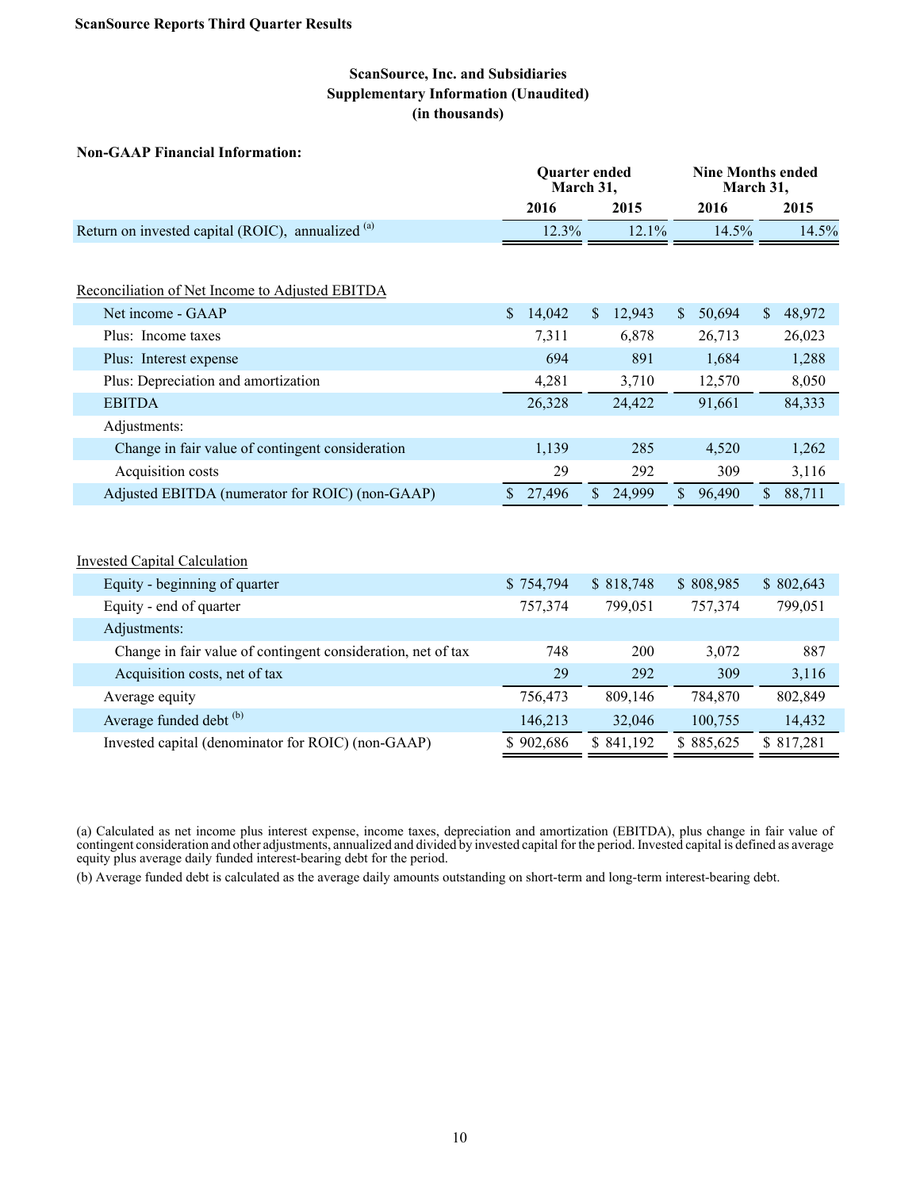**ScanSource Reports Third Quarter Results**

## ScanSource, Inc. and Subsidiaries
## Supplementary Information (Unaudited)
## (in thousands)

**Non-GAAP Financial Information:**

| | Quarter ended March 31, | | Nine Months ended March 31, | |
|---|---|---|---|---|
| | **2016** | **2015** | **2016** | **2015** |
| Return on invested capital (ROIC), annualized [(a)] | 12.3% | 12.1% | 14.5% | 14.5% |

| | Quarter ended March 31, | | Nine Months ended March 31, | |
|---|---|---|---|---|
| | **2016** | **2015** | **2016** | **2015** |
| Reconciliation of Net Income to Adjusted EBITDA | | | | |
| Net income - GAAP | $ 14,042 | $ 12,943 | $ 50,694 | $ 48,972 |
| Plus: Income taxes | 7,311 | 6,878 | 26,713 | 26,023 |
| Plus: Interest expense | 694 | 891 | 1,684 | 1,288 |
| Plus: Depreciation and amortization | 4,281 | 3,710 | 12,570 | 8,050 |
| EBITDA | 26,328 | 24,422 | 91,661 | 84,333 |
| Adjustments: | | | | |
| Change in fair value of contingent consideration | 1,139 | 285 | 4,520 | 1,262 |
| Acquisition costs | 29 | 292 | 309 | 3,116 |
| Adjusted EBITDA (numerator for ROIC) (non-GAAP) | $ 27,496 | $ 24,999 | $ 96,490 | $ 88,711 |

| | Quarter ended March 31, | | Nine Months ended March 31, | |
|---|---|---|---|---|
| | **2016** | **2015** | **2016** | **2015** |
| Invested Capital Calculation | | | | |
| Equity - beginning of quarter | $ 754,794 | $ 818,748 | $ 808,985 | $ 802,643 |
| Equity - end of quarter | 757,374 | 799,051 | 757,374 | 799,051 |
| Adjustments: | | | | |
| Change in fair value of contingent consideration, net of tax | 748 | 200 | 3,072 | 887 |
| Acquisition costs, net of tax | 29 | 292 | 309 | 3,116 |
| Average equity | 756,473 | 809,146 | 784,870 | 802,849 |
| Average funded debt [(b)] | 146,213 | 32,046 | 100,755 | 14,432 |
| Invested capital (denominator for ROIC) (non-GAAP) | $ 902,686 | $ 841,192 | $ 885,625 | $ 817,281 |

(a) Calculated as net income plus interest expense, income taxes, depreciation and amortization (EBITDA), plus change in fair value of contingent consideration and other adjustments, annualized and divided by invested capital for the period. Invested capital is defined as average equity plus average daily funded interest-bearing debt for the period.

(b) Average funded debt is calculated as the average daily amounts outstanding on short-term and long-term interest-bearing debt.